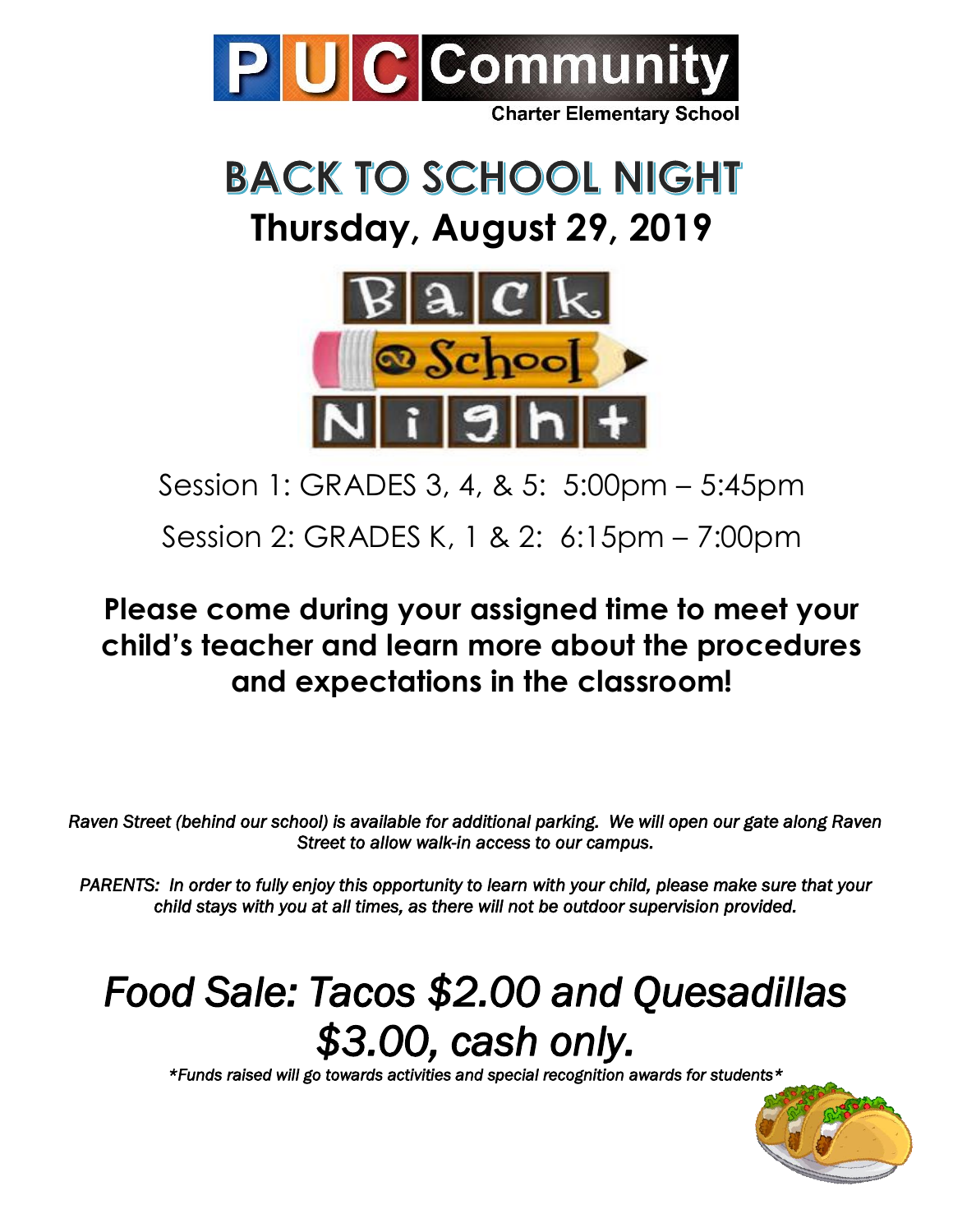# PUC Community Charter Elementary School

# BACK TO SCHOOL NIGHT

## Thursday, August 29, 2019

Session 1: GRADES 3, 4, & 5: 5:00pm – 5:45pm

Session 2: GRADES K, 1 & 2: 6:15pm – 7:00pm

**Please come during your assigned time to meet your child's teacher and learn more about the procedures and expectations in the classroom!**

*Raven Street (behind our school) is available for additional parking. We will open our gate along Raven Street to allow walk-in access to our campus.*

*PARENTS: In order to fully enjoy this opportunity to learn with your child, please make sure that your child stays with you at all times, as there will not be outdoor supervision provided.*

## *Food Sale: Tacos $2.00 and Quesadillas $3.00, cash only.*

*\*Funds raised will go towards activities and special recognition awards for students\**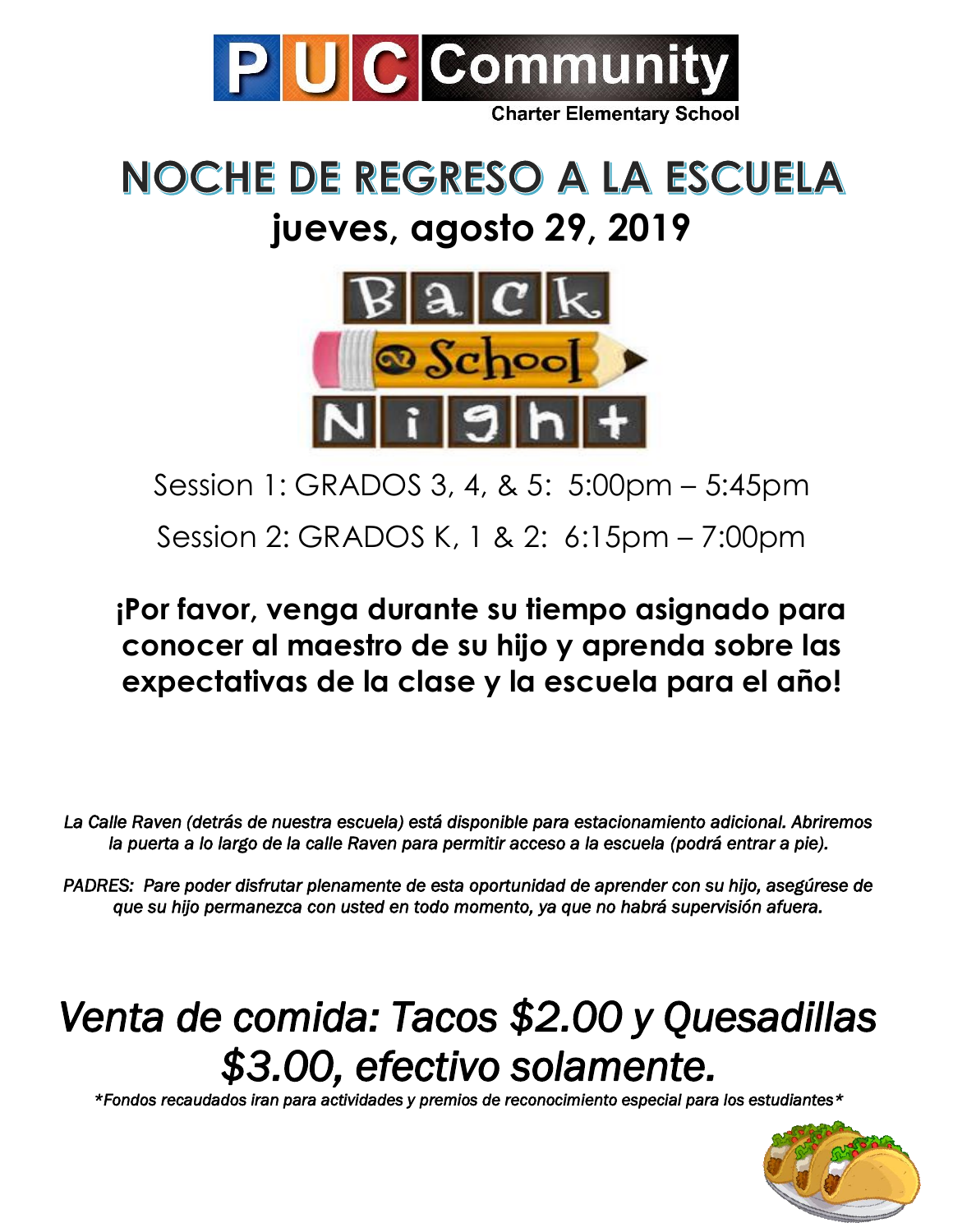PUC Community
Charter Elementary School

# NOCHE DE REGRESO A LA ESCUELA

## jueves, agosto 29, 2019

Back to School Night

Session 1: GRADOS 3, 4, & 5: 5:00pm – 5:45pm

Session 2: GRADOS K, 1 & 2: 6:15pm – 7:00pm

**¡Por favor, venga durante su tiempo asignado para conocer al maestro de su hijo y aprenda sobre las expectativas de la clase y la escuela para el año!**

*La Calle Raven (detrás de nuestra escuela) está disponible para estacionamiento adicional. Abriremos la puerta a lo largo de la calle Raven para permitir acceso a la escuela (podrá entrar a pie).*

*PADRES: Pare poder disfrutar plenamente de esta oportunidad de aprender con su hijo, asegúrese de que su hijo permanezca con usted en todo momento, ya que no habrá supervisión afuera.*

## *Venta de comida: Tacos $2.00 y Quesadillas $3.00, efectivo solamente.*

*\*Fondos recaudados iran para actividades y premios de reconocimiento especial para los estudiantes\**